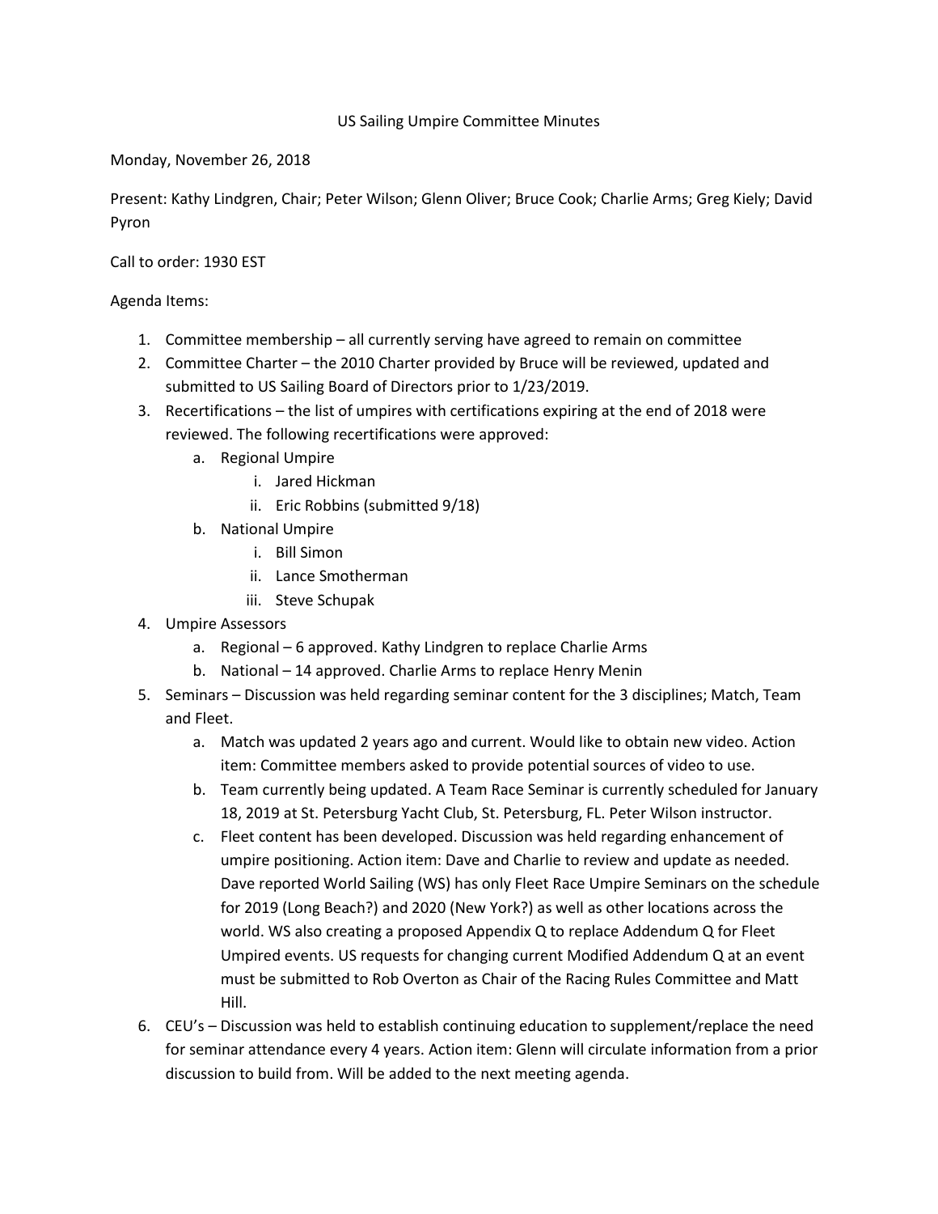US Sailing Umpire Committee Minutes

Monday, November 26, 2018

Present: Kathy Lindgren, Chair; Peter Wilson; Glenn Oliver; Bruce Cook; Charlie Arms; Greg Kiely; David Pyron

Call to order: 1930 EST

Agenda Items:

1. Committee membership – all currently serving have agreed to remain on committee
2. Committee Charter – the 2010 Charter provided by Bruce will be reviewed, updated and submitted to US Sailing Board of Directors prior to 1/23/2019.
3. Recertifications – the list of umpires with certifications expiring at the end of 2018 were reviewed. The following recertifications were approved:
   a. Regional Umpire
      i. Jared Hickman
      ii. Eric Robbins (submitted 9/18)
   b. National Umpire
      i. Bill Simon
      ii. Lance Smotherman
      iii. Steve Schupak
4. Umpire Assessors
   a. Regional – 6 approved. Kathy Lindgren to replace Charlie Arms
   b. National – 14 approved. Charlie Arms to replace Henry Menin
5. Seminars – Discussion was held regarding seminar content for the 3 disciplines; Match, Team and Fleet.
   a. Match was updated 2 years ago and current. Would like to obtain new video. Action item: Committee members asked to provide potential sources of video to use.
   b. Team currently being updated. A Team Race Seminar is currently scheduled for January 18, 2019 at St. Petersburg Yacht Club, St. Petersburg, FL. Peter Wilson instructor.
   c. Fleet content has been developed. Discussion was held regarding enhancement of umpire positioning. Action item: Dave and Charlie to review and update as needed. Dave reported World Sailing (WS) has only Fleet Race Umpire Seminars on the schedule for 2019 (Long Beach?) and 2020 (New York?) as well as other locations across the world. WS also creating a proposed Appendix Q to replace Addendum Q for Fleet Umpired events. US requests for changing current Modified Addendum Q at an event must be submitted to Rob Overton as Chair of the Racing Rules Committee and Matt Hill.
6. CEU's – Discussion was held to establish continuing education to supplement/replace the need for seminar attendance every 4 years. Action item: Glenn will circulate information from a prior discussion to build from. Will be added to the next meeting agenda.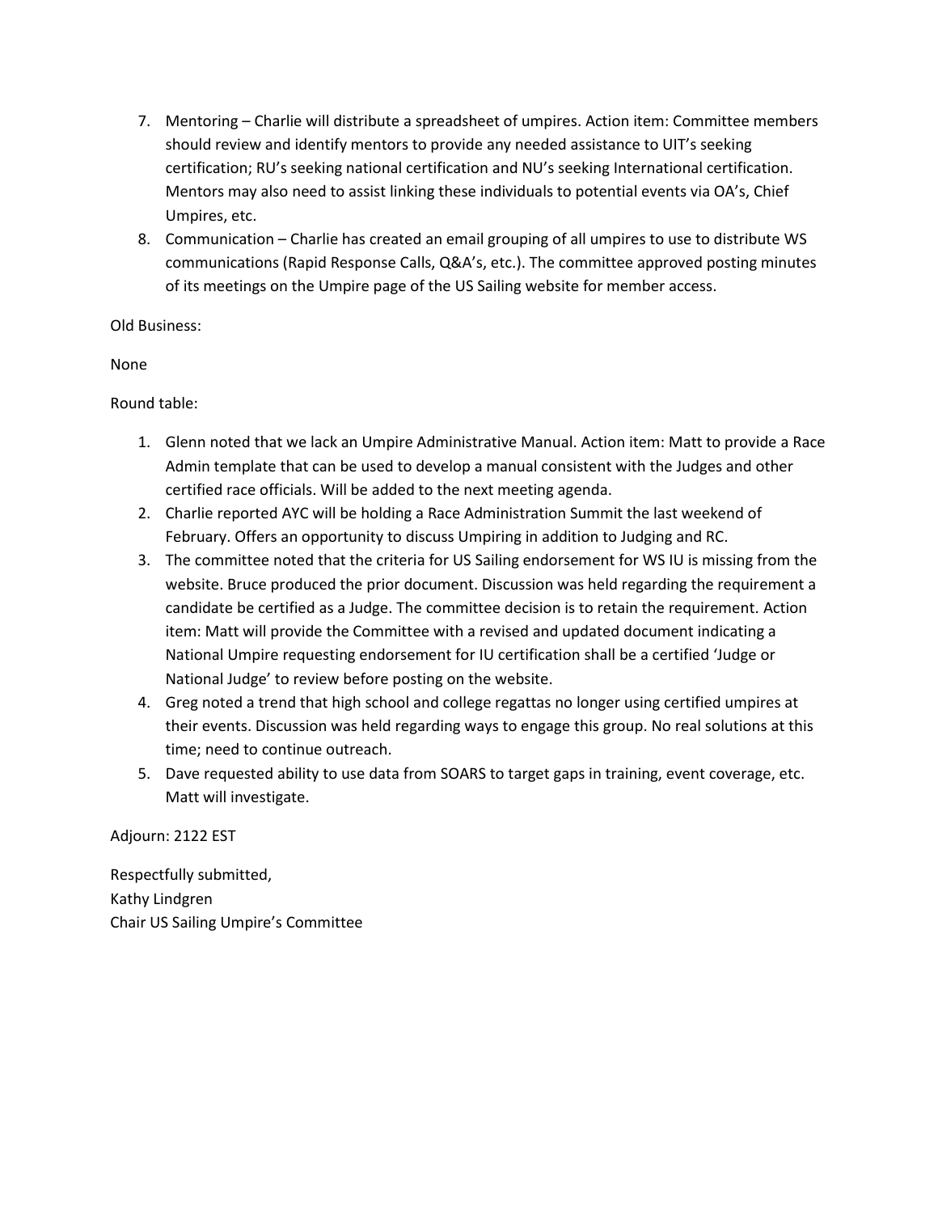7. Mentoring – Charlie will distribute a spreadsheet of umpires. Action item: Committee members should review and identify mentors to provide any needed assistance to UIT's seeking certification; RU's seeking national certification and NU's seeking International certification. Mentors may also need to assist linking these individuals to potential events via OA's, Chief Umpires, etc.
8. Communication – Charlie has created an email grouping of all umpires to use to distribute WS communications (Rapid Response Calls, Q&A's, etc.). The committee approved posting minutes of its meetings on the Umpire page of the US Sailing website for member access.

Old Business:

None

Round table:

1. Glenn noted that we lack an Umpire Administrative Manual. Action item: Matt to provide a Race Admin template that can be used to develop a manual consistent with the Judges and other certified race officials. Will be added to the next meeting agenda.
2. Charlie reported AYC will be holding a Race Administration Summit the last weekend of February. Offers an opportunity to discuss Umpiring in addition to Judging and RC.
3. The committee noted that the criteria for US Sailing endorsement for WS IU is missing from the website. Bruce produced the prior document. Discussion was held regarding the requirement a candidate be certified as a Judge. The committee decision is to retain the requirement. Action item: Matt will provide the Committee with a revised and updated document indicating a National Umpire requesting endorsement for IU certification shall be a certified 'Judge or National Judge' to review before posting on the website.
4. Greg noted a trend that high school and college regattas no longer using certified umpires at their events. Discussion was held regarding ways to engage this group. No real solutions at this time; need to continue outreach.
5. Dave requested ability to use data from SOARS to target gaps in training, event coverage, etc. Matt will investigate.

Adjourn: 2122 EST

Respectfully submitted,
Kathy Lindgren
Chair US Sailing Umpire's Committee